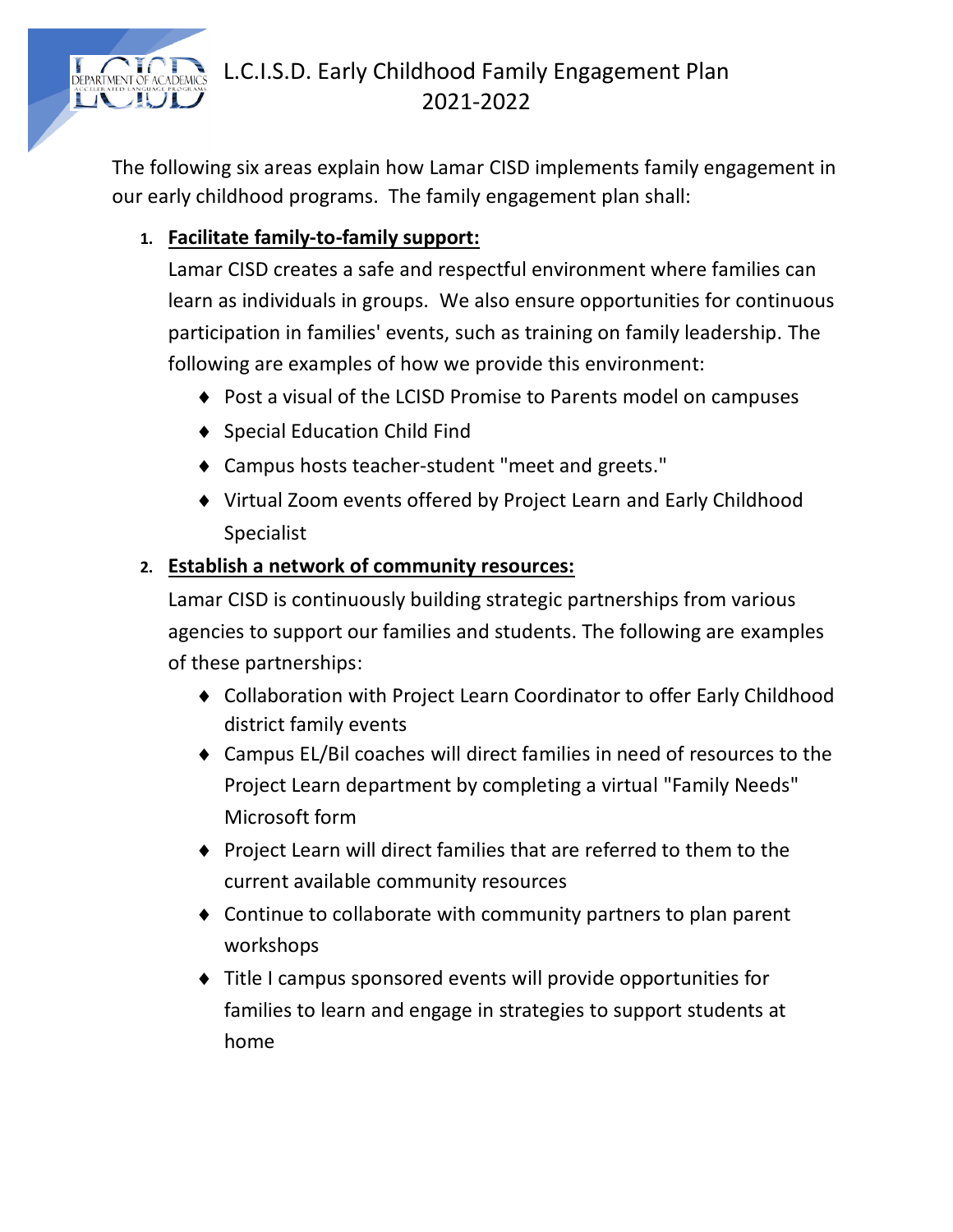# L.C.I.S.D. Early Childhood Family Engagement Plan 2021-2022

The following six areas explain how Lamar CISD implements family engagement in our early childhood programs. The family engagement plan shall:

1. **Facilitate family-to-family support:**

   Lamar CISD creates a safe and respectful environment where families can learn as individuals in groups. We also ensure opportunities for continuous participation in families' events, such as training on family leadership. The following are examples of how we provide this environment:

   - Post a visual of the LCISD Promise to Parents model on campuses
   - Special Education Child Find
   - Campus hosts teacher-student "meet and greets."
   - Virtual Zoom events offered by Project Learn and Early Childhood Specialist

2. **Establish a network of community resources:**

   Lamar CISD is continuously building strategic partnerships from various agencies to support our families and students. The following are examples of these partnerships:

   - Collaboration with Project Learn Coordinator to offer Early Childhood district family events
   - Campus EL/Bil coaches will direct families in need of resources to the Project Learn department by completing a virtual "Family Needs" Microsoft form
   - Project Learn will direct families that are referred to them to the current available community resources
   - Continue to collaborate with community partners to plan parent workshops
   - Title I campus sponsored events will provide opportunities for families to learn and engage in strategies to support students at home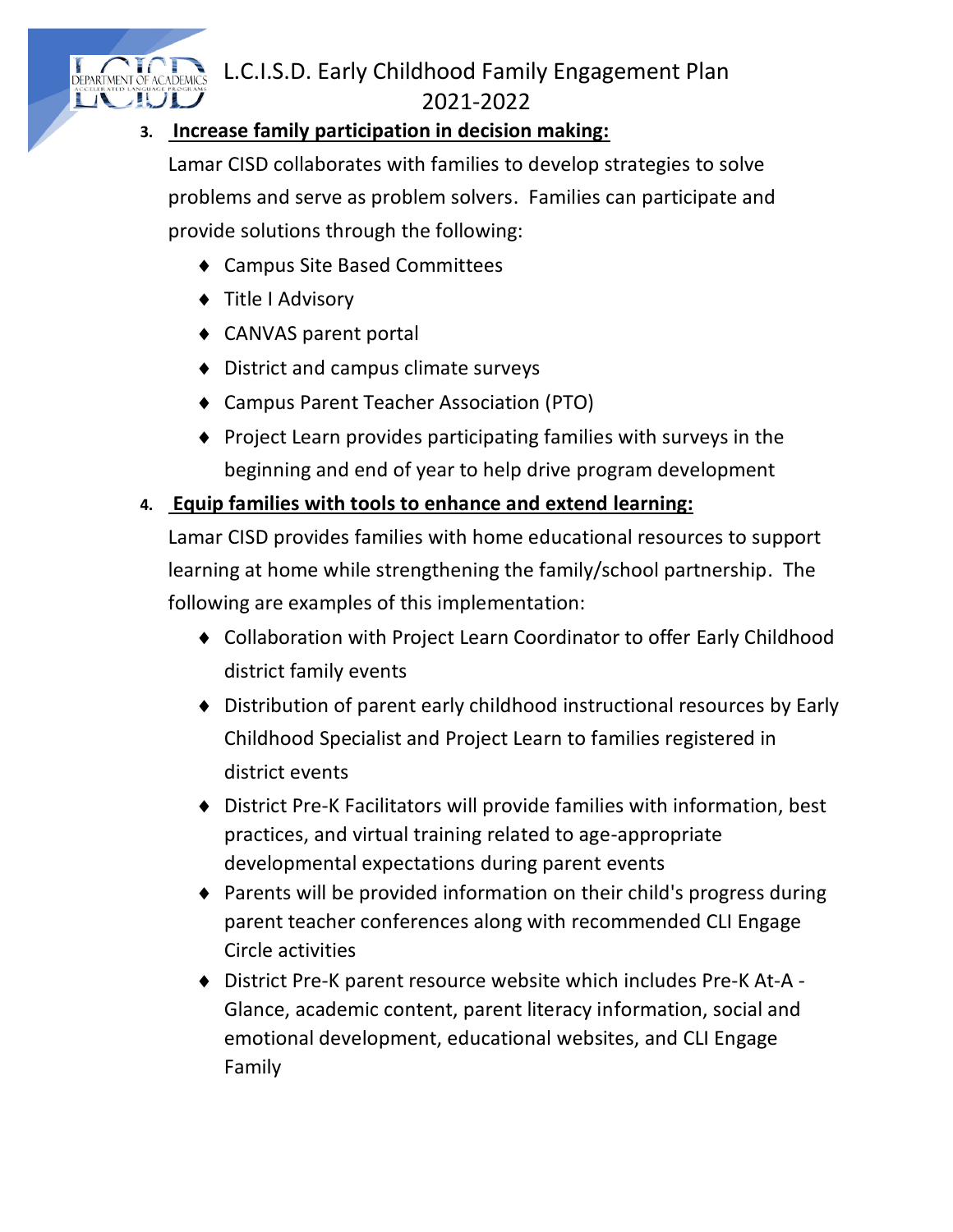3. **Increase family participation in decision making:**

   Lamar CISD collaborates with families to develop strategies to solve problems and serve as problem solvers. Families can participate and provide solutions through the following:

   - Campus Site Based Committees
   - Title I Advisory
   - CANVAS parent portal
   - District and campus climate surveys
   - Campus Parent Teacher Association (PTO)
   - Project Learn provides participating families with surveys in the beginning and end of year to help drive program development

4. **Equip families with tools to enhance and extend learning:**

   Lamar CISD provides families with home educational resources to support learning at home while strengthening the family/school partnership. The following are examples of this implementation:

   - Collaboration with Project Learn Coordinator to offer Early Childhood district family events
   - Distribution of parent early childhood instructional resources by Early Childhood Specialist and Project Learn to families registered in district events
   - District Pre-K Facilitators will provide families with information, best practices, and virtual training related to age-appropriate developmental expectations during parent events
   - Parents will be provided information on their child's progress during parent teacher conferences along with recommended CLI Engage Circle activities
   - District Pre-K parent resource website which includes Pre-K At-A - Glance, academic content, parent literacy information, social and emotional development, educational websites, and CLI Engage Family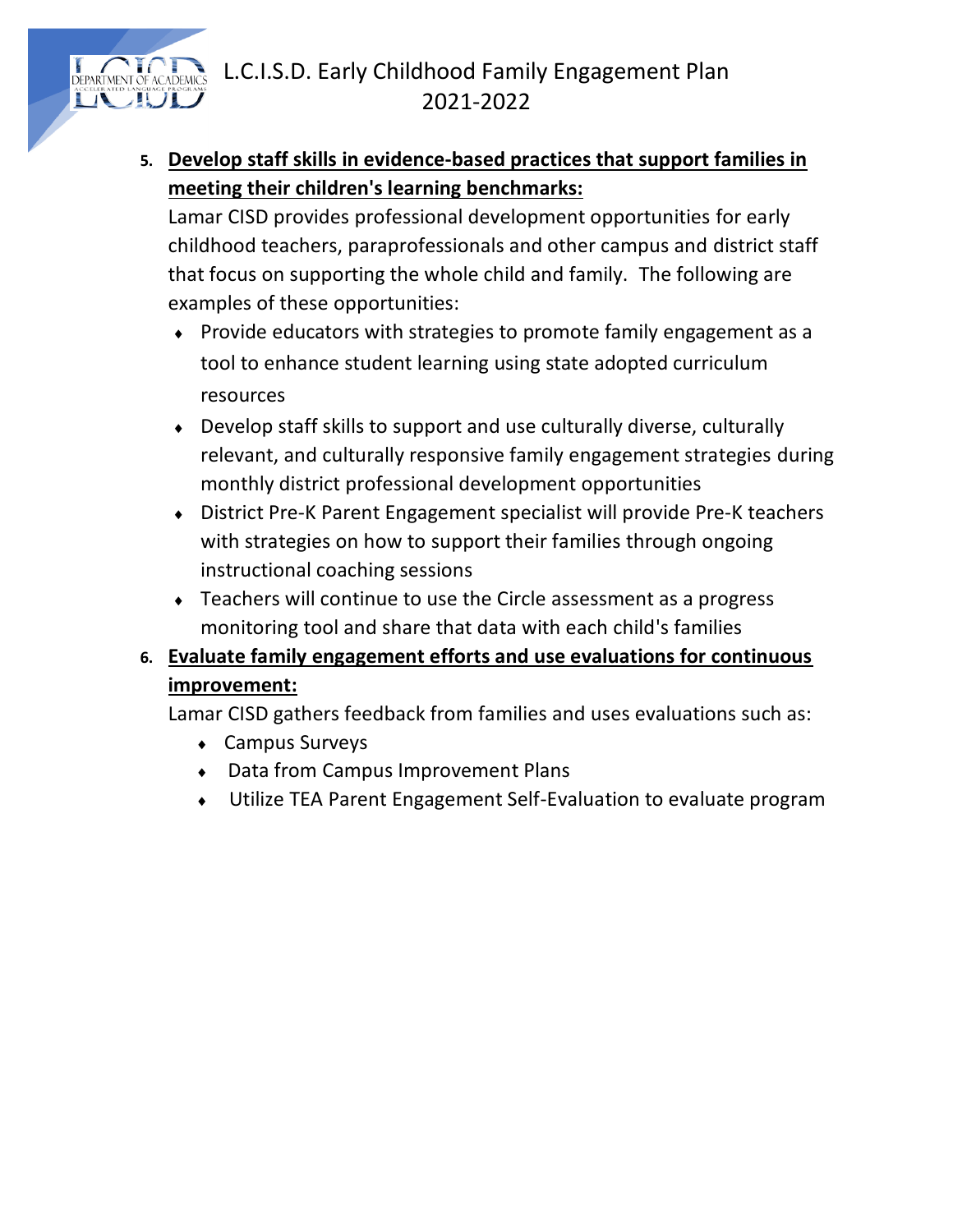5. **<u>Develop staff skills in evidence-based practices that support families in meeting their children's learning benchmarks:</u>**

   Lamar CISD provides professional development opportunities for early childhood teachers, paraprofessionals and other campus and district staff that focus on supporting the whole child and family. The following are examples of these opportunities:

   - Provide educators with strategies to promote family engagement as a tool to enhance student learning using state adopted curriculum resources
   - Develop staff skills to support and use culturally diverse, culturally relevant, and culturally responsive family engagement strategies during monthly district professional development opportunities
   - District Pre-K Parent Engagement specialist will provide Pre-K teachers with strategies on how to support their families through ongoing instructional coaching sessions
   - Teachers will continue to use the Circle assessment as a progress monitoring tool and share that data with each child's families

6. **<u>Evaluate family engagement efforts and use evaluations for continuous improvement:</u>**

   Lamar CISD gathers feedback from families and uses evaluations such as:

   - Campus Surveys
   - Data from Campus Improvement Plans
   - Utilize TEA Parent Engagement Self-Evaluation to evaluate program